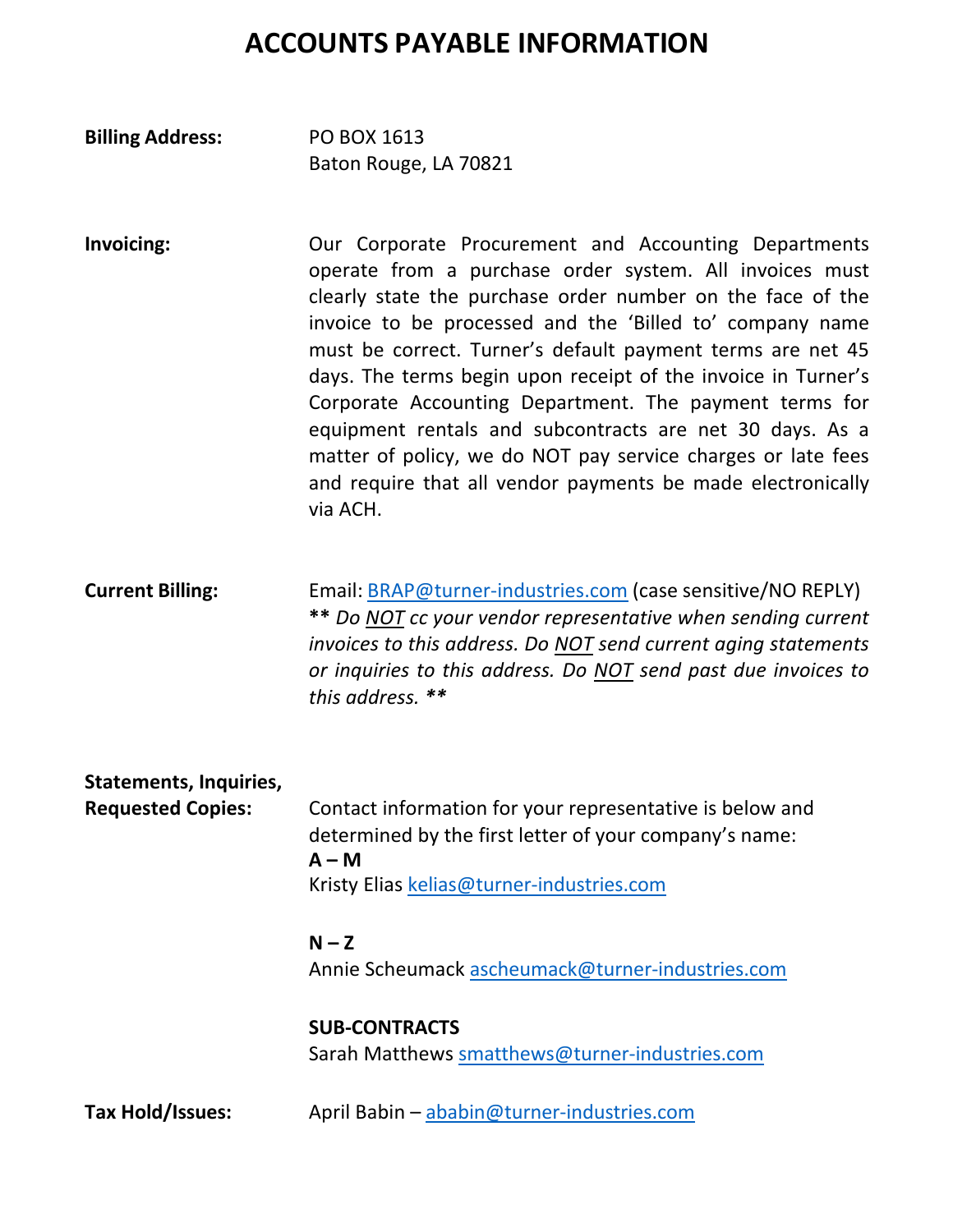# ACCOUNTS PAYABLE INFORMATION

**Billing Address:**

PO BOX 1613
Baton Rouge, LA 70821

**Invoicing:**

Our Corporate Procurement and Accounting Departments operate from a purchase order system. All invoices must clearly state the purchase order number on the face of the invoice to be processed and the 'Billed to' company name must be correct. Turner's default payment terms are net 45 days. The terms begin upon receipt of the invoice in Turner's Corporate Accounting Department. The payment terms for equipment rentals and subcontracts are net 30 days. As a matter of policy, we do NOT pay service charges or late fees and require that all vendor payments be made electronically via ACH.

**Current Billing:**

Email: BRAP@turner-industries.com (case sensitive/NO REPLY)
*** Do NOT cc your vendor representative when sending current invoices to this address. Do NOT send current aging statements or inquiries to this address. Do NOT send past due invoices to this address. ***

**Statements, Inquiries, Requested Copies:**

Contact information for your representative is below and determined by the first letter of your company's name:

**A – M**
Kristy Elias kelias@turner-industries.com

**N – Z**
Annie Scheumack ascheumack@turner-industries.com

**SUB-CONTRACTS**
Sarah Matthews smatthews@turner-industries.com

**Tax Hold/Issues:**

April Babin – ababin@turner-industries.com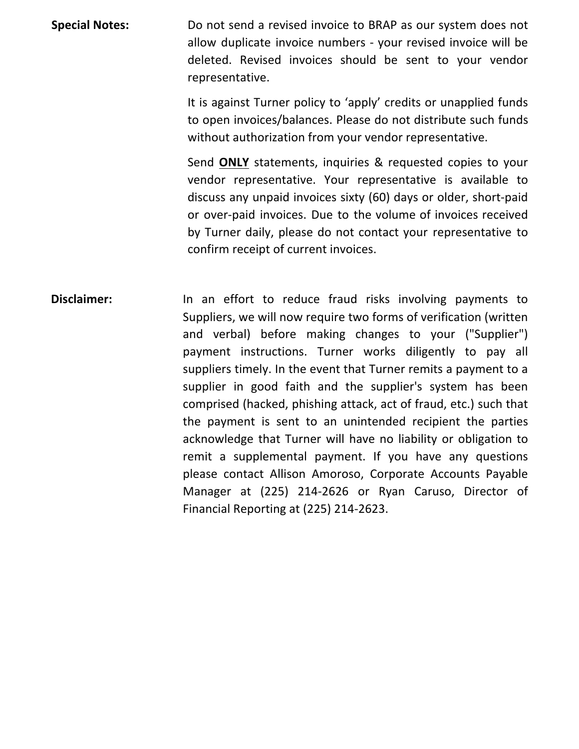**Special Notes:**

Do not send a revised invoice to BRAP as our system does not allow duplicate invoice numbers - your revised invoice will be deleted. Revised invoices should be sent to your vendor representative.

It is against Turner policy to 'apply' credits or unapplied funds to open invoices/balances. Please do not distribute such funds without authorization from your vendor representative.

Send **<u>ONLY</u>** statements, inquiries & requested copies to your vendor representative. Your representative is available to discuss any unpaid invoices sixty (60) days or older, short-paid or over-paid invoices. Due to the volume of invoices received by Turner daily, please do not contact your representative to confirm receipt of current invoices.

**Disclaimer:**

In an effort to reduce fraud risks involving payments to Suppliers, we will now require two forms of verification (written and verbal) before making changes to your ("Supplier") payment instructions. Turner works diligently to pay all suppliers timely. In the event that Turner remits a payment to a supplier in good faith and the supplier's system has been comprised (hacked, phishing attack, act of fraud, etc.) such that the payment is sent to an unintended recipient the parties acknowledge that Turner will have no liability or obligation to remit a supplemental payment. If you have any questions please contact Allison Amoroso, Corporate Accounts Payable Manager at (225) 214-2626 or Ryan Caruso, Director of Financial Reporting at (225) 214-2623.